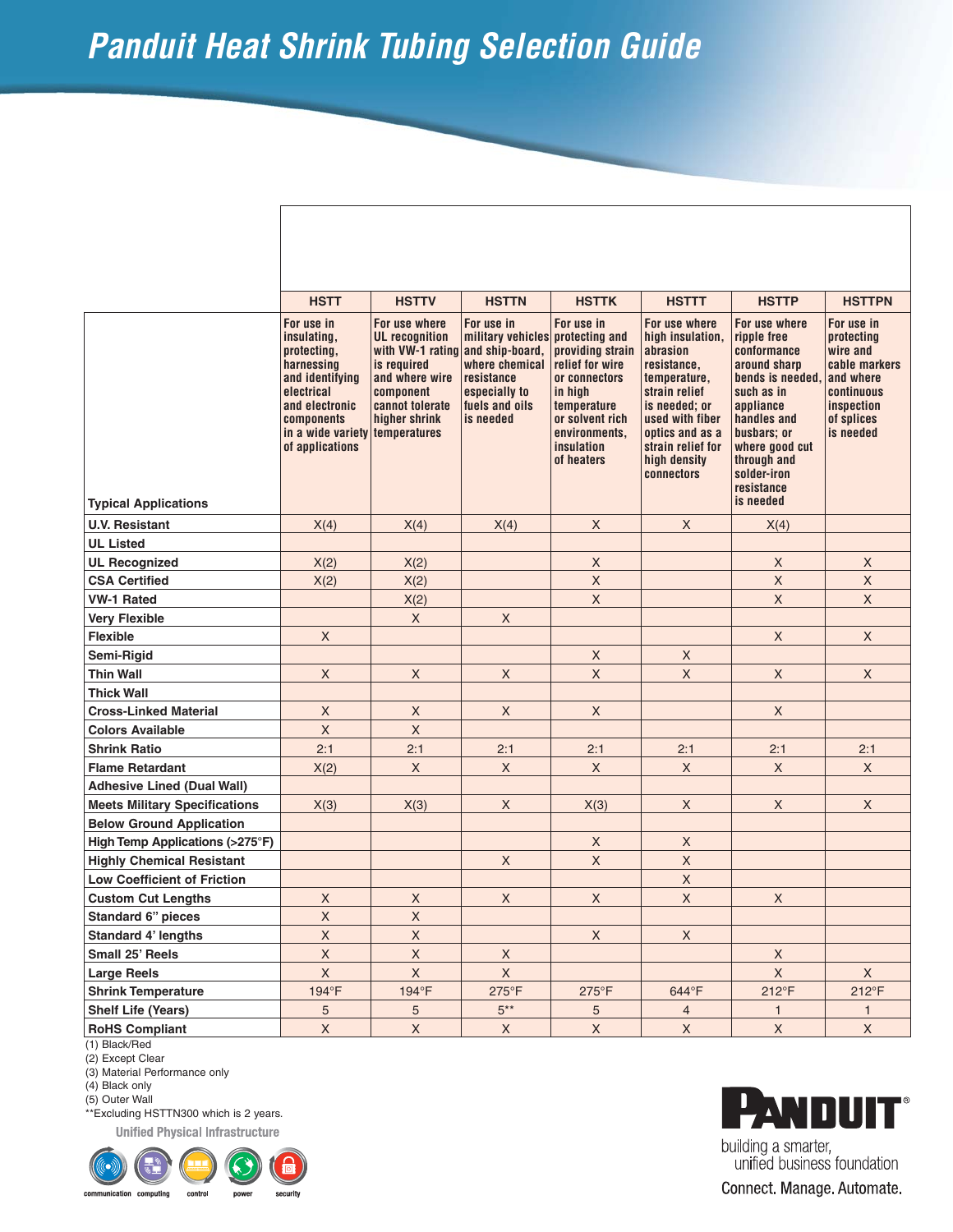# Panduit Heat Shrink Tubing Selection Guide

| | HSTT | HSTTV | HSTTN | HSTTK | HSTTT | HSTTP | HSTTPN |
|---|---|---|---|---|---|---|---|
| Typical Applications | For use in insulating, protecting, harnessing and identifying electrical and electronic components in a wide variety of applications | For use where UL recognition with VW-1 rating is required and where wire component cannot tolerate higher shrink temperatures | For use in military vehicles and ship-board, where chemical resistance especially to fuels and oils is needed | For use in protecting and providing strain relief for wire or connectors in high temperature or solvent rich environments, insulation of heaters | For use where high insulation, abrasion resistance, temperature, strain relief is needed; or used with fiber optics and as a strain relief for high density connectors | For use where ripple free conformance around sharp bends is needed, such as in appliance handles and busbars; or where good cut through and solder-iron resistance is needed | For use in protecting wire and cable markers and where continuous inspection of splices is needed |
| U.V. Resistant | X(4) | X(4) | X(4) | X | X | X(4) | |
| UL Listed | | | | | | | |
| UL Recognized | X(2) | X(2) | | X | | X | X |
| CSA Certified | X(2) | X(2) | | X | | X | X |
| VW-1 Rated | | X(2) | | X | | X | X |
| Very Flexible | | X | X | | | | |
| Flexible | X | | | | | X | X |
| Semi-Rigid | | | | X | X | | |
| Thin Wall | X | X | X | X | X | X | X |
| Thick Wall | | | | | | | |
| Cross-Linked Material | X | X | X | X | | X | |
| Colors Available | X | X | | | | | |
| Shrink Ratio | 2:1 | 2:1 | 2:1 | 2:1 | 2:1 | 2:1 | 2:1 |
| Flame Retardant | X(2) | X | X | X | X | X | X |
| Adhesive Lined (Dual Wall) | | | | | | | |
| Meets Military Specifications | X(3) | X(3) | X | X(3) | X | X | X |
| Below Ground Application | | | | | | | |
| High Temp Applications (>275°F) | | | | X | X | | |
| Highly Chemical Resistant | | | X | X | X | | |
| Low Coefficient of Friction | | | | | X | | |
| Custom Cut Lengths | X | X | X | X | X | X | |
| Standard 6" pieces | X | X | | | | | |
| Standard 4' lengths | X | X | | X | X | | |
| Small 25' Reels | X | X | X | | | X | |
| Large Reels | X | X | X | | | X | X |
| Shrink Temperature | 194°F | 194°F | 275°F | 275°F | 644°F | 212°F | 212°F |
| Shelf Life (Years) | 5 | 5 | 5** | 5 | 4 | 1 | 1 |
| RoHS Compliant | X | X | X | X | X | X | X |

(1) Black/Red
(2) Except Clear
(3) Material Performance only
(4) Black only
(5) Outer Wall
**Excluding HSTTN300 which is 2 years.

Unified Physical Infrastructure

communication computing control power security

PANDUIT®

building a smarter, unified business foundation

Connect. Manage. Automate.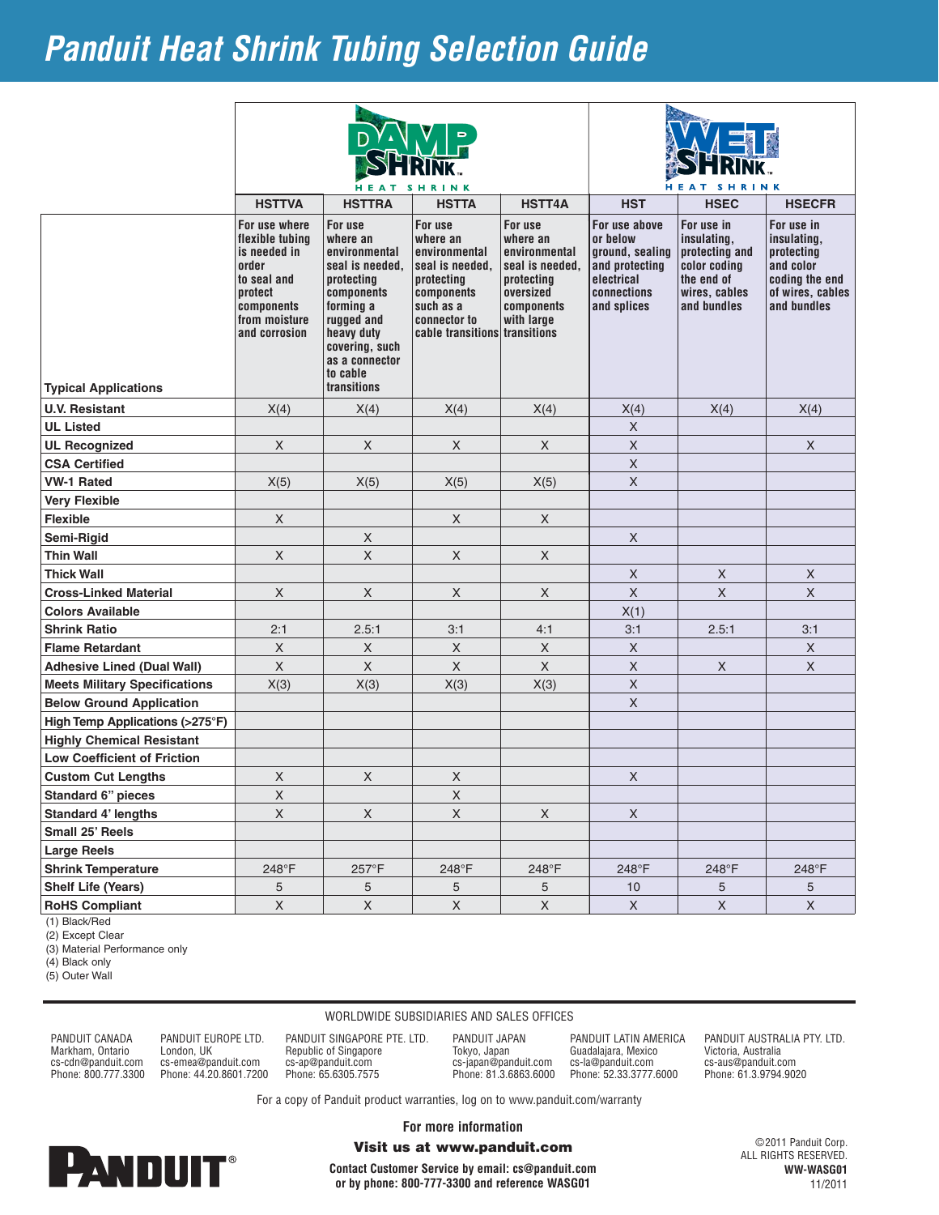# Panduit Heat Shrink Tubing Selection Guide

| | DAMP SHRINK HEAT SHRINK | | | | WET SHRINK HEAT SHRINK | | |
|---|---|---|---|---|---|---|---|
| | HSTTVA | HSTTRA | HSTTA | HSTT4A | HST | HSEC | HSECFR |
| Typical Applications | For use where flexible tubing is needed in order to seal and protect components from moisture and corrosion | For use where an environmental seal is needed, protecting components forming a rugged and heavy duty covering, such as a connector to cable transitions | For use where an environmental seal is needed, protecting components such as a connector to cable transitions | For use where an environmental seal is needed, protecting oversized components with large transitions | For use above or below ground, sealing and protecting electrical connections and splices | For use in insulating, protecting and color coding the end of wires, cables and bundles | For use in insulating, protecting and color coding the end of wires, cables and bundles |
| U.V. Resistant | X(4) | X(4) | X(4) | X(4) | X(4) | X(4) | X(4) |
| UL Listed | | | | | X | | |
| UL Recognized | X | X | X | X | X | | X |
| CSA Certified | | | | | X | | |
| VW-1 Rated | X(5) | X(5) | X(5) | X(5) | X | | |
| Very Flexible | | | | | | | |
| Flexible | X | | X | X | | | |
| Semi-Rigid | | X | | | X | | |
| Thin Wall | X | X | X | X | | | |
| Thick Wall | | | | | X | X | X |
| Cross-Linked Material | X | X | X | X | X | X | X |
| Colors Available | | | | | X(1) | | |
| Shrink Ratio | 2:1 | 2.5:1 | 3:1 | 4:1 | 3:1 | 2.5:1 | 3:1 |
| Flame Retardant | X | X | X | X | X | | X |
| Adhesive Lined (Dual Wall) | X | X | X | X | X | X | X |
| Meets Military Specifications | X(3) | X(3) | X(3) | X(3) | X | | |
| Below Ground Application | | | | | X | | |
| High Temp Applications (>275°F) | | | | | | | |
| Highly Chemical Resistant | | | | | | | |
| Low Coefficient of Friction | | | | | | | |
| Custom Cut Lengths | X | X | X | | X | | |
| Standard 6" pieces | X | | X | | | | |
| Standard 4' lengths | X | X | X | X | X | | |
| Small 25' Reels | | | | | | | |
| Large Reels | | | | | | | |
| Shrink Temperature | 248°F | 257°F | 248°F | 248°F | 248°F | 248°F | 248°F |
| Shelf Life (Years) | 5 | 5 | 5 | 5 | 10 | 5 | 5 |
| RoHS Compliant | X | X | X | X | X | X | X |

(1) Black/Red
(2) Except Clear
(3) Material Performance only
(4) Black only
(5) Outer Wall

WORLDWIDE SUBSIDIARIES AND SALES OFFICES

PANDUIT CANADA
Markham, Ontario
cs-cdn@panduit.com
Phone: 800.777.3300

PANDUIT EUROPE LTD.
London, UK
cs-emea@panduit.com
Phone: 44.20.8601.7200

PANDUIT SINGAPORE PTE. LTD.
Republic of Singapore
cs-ap@panduit.com
Phone: 65.6305.7575

PANDUIT JAPAN
Tokyo, Japan
cs-japan@panduit.com
Phone: 81.3.6863.6000

PANDUIT LATIN AMERICA
Guadalajara, Mexico
cs-la@panduit.com
Phone: 52.33.3777.6000

PANDUIT AUSTRALIA PTY. LTD.
Victoria, Australia
cs-aus@panduit.com
Phone: 61.3.9794.9020

For a copy of Panduit product warranties, log on to www.panduit.com/warranty

PANDUIT®

**For more information**

**Visit us at www.panduit.com**

**Contact Customer Service by email: cs@panduit.com or by phone: 800-777-3300 and reference WASG01**

©2011 Panduit Corp.
ALL RIGHTS RESERVED.
**WW-WASG01**
11/2011